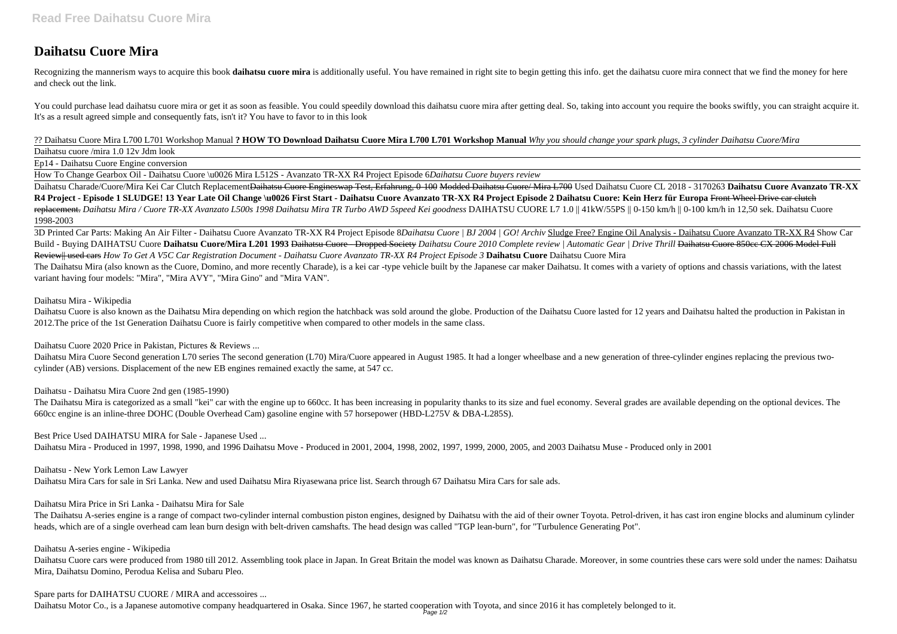# Daihatsu Cuore Mira

Recognizing the mannerism ways to acquire this book **daihatsu cuore mira** is additionally useful. You have remained in right site to begin getting this info. get the daihatsu cuore mira connect that we find the money for here and check out the link.

You could purchase lead daihatsu cuore mira or get it as soon as feasible. You could speedily download this daihatsu cuore mira after getting deal. So, taking into account you require the books swiftly, you can straight acquire it. It's as a result agreed simple and consequently fats, isn't it? You have to favor to in this look

?? Daihatsu Cuore Mira L700 L701 Workshop Manual **? HOW TO Download Daihatsu Cuore Mira L700 L701 Workshop Manual** *Why you should change your spark plugs, 3 cylinder Daihatsu Cuore/Mira*

Daihatsu cuore /mira 1.0 12v Jdm look

Ep14 - Daihatsu Cuore Engine conversion

How To Change Gearbox Oil - Daihatsu Cuore \u0026 Mira L512S - Avanzato TR-XX R4 Project Episode 6*Daihatsu Cuore buyers review*

Daihatsu Charade/Cuore/Mira Kei Car Clutch Replacement~~Daihatsu Cuore Engineswap Test, Erfahrung, 0-100~~ ~~Modded Daihatsu Cuore/ Mira L700~~ Used Daihatsu Cuore CL 2018 - 3170263 **Daihatsu Cuore Avanzato TR-XX R4 Project - Episode 1 SLUDGE! 13 Year Late Oil Change \u0026 First Start - Daihatsu Cuore Avanzato TR-XX R4 Project Episode 2 Daihatsu Cuore: Kein Herz für Europa** ~~Front Wheel Drive car clutch replacement.~~ *Daihatsu Mira / Cuore TR-XX Avanzato L500s 1998 Daihatsu Mira TR Turbo AWD 5speed Kei goodness* DAIHATSU CUORE L7 1.0 || 41kW/55PS || 0-150 km/h || 0-100 km/h in 12,50 sek. Daihatsu Cuore 1998-2003

3D Printed Car Parts: Making An Air Filter - Daihatsu Cuore Avanzato TR-XX R4 Project Episode 8*Daihatsu Cuore | BJ 2004 | GO! Archiv* Sludge Free? Engine Oil Analysis - Daihatsu Cuore Avanzato TR-XX R4 Show Car Build - Buying DAIHATSU Cuore **Daihatsu Cuore/Mira L201 1993** ~~Daihatsu Cuore - Dropped Society~~ *Daihatsu Coure 2010 Complete review | Automatic Gear | Drive Thrill* ~~Daihatsu Cuore 850cc CX 2006 Model Full Review|| used cars~~ *How To Get A V5C Car Registration Document - Daihatsu Cuore Avanzato TR-XX R4 Project Episode 3* **Daihatsu Cuore** Daihatsu Cuore Mira

The Daihatsu Mira (also known as the Cuore, Domino, and more recently Charade), is a kei car -type vehicle built by the Japanese car maker Daihatsu. It comes with a variety of options and chassis variations, with the latest variant having four models: "Mira", "Mira AVY", "Mira Gino" and "Mira VAN".

Daihatsu Mira - Wikipedia

Daihatsu Cuore is also known as the Daihatsu Mira depending on which region the hatchback was sold around the globe. Production of the Daihatsu Cuore lasted for 12 years and Daihatsu halted the production in Pakistan in 2012.The price of the 1st Generation Daihatsu Cuore is fairly competitive when compared to other models in the same class.

Daihatsu Cuore 2020 Price in Pakistan, Pictures & Reviews ...

Daihatsu Mira Cuore Second generation L70 series The second generation (L70) Mira/Cuore appeared in August 1985. It had a longer wheelbase and a new generation of three-cylinder engines replacing the previous two-cylinder (AB) versions. Displacement of the new EB engines remained exactly the same, at 547 cc.

Daihatsu - Daihatsu Mira Cuore 2nd gen (1985-1990)

The Daihatsu Mira is categorized as a small "kei" car with the engine up to 660cc. It has been increasing in popularity thanks to its size and fuel economy. Several grades are available depending on the optional devices. The 660cc engine is an inline-three DOHC (Double Overhead Cam) gasoline engine with 57 horsepower (HBD-L275V & DBA-L285S).

Best Price Used DAIHATSU MIRA for Sale - Japanese Used ...

Daihatsu Mira - Produced in 1997, 1998, 1990, and 1996 Daihatsu Move - Produced in 2001, 2004, 1998, 2002, 1997, 1999, 2000, 2005, and 2003 Daihatsu Muse - Produced only in 2001

Daihatsu - New York Lemon Law Lawyer

Daihatsu Mira Cars for sale in Sri Lanka. New and used Daihatsu Mira Riyasewana price list. Search through 67 Daihatsu Mira Cars for sale ads.

Daihatsu Mira Price in Sri Lanka - Daihatsu Mira for Sale

The Daihatsu A-series engine is a range of compact two-cylinder internal combustion piston engines, designed by Daihatsu with the aid of their owner Toyota. Petrol-driven, it has cast iron engine blocks and aluminum cylinder heads, which are of a single overhead cam lean burn design with belt-driven camshafts. The head design was called "TGP lean-burn", for "Turbulence Generating Pot".

Daihatsu A-series engine - Wikipedia

Daihatsu Cuore cars were produced from 1980 till 2012. Assembling took place in Japan. In Great Britain the model was known as Daihatsu Charade. Moreover, in some countries these cars were sold under the names: Daihatsu Mira, Daihatsu Domino, Perodua Kelisa and Subaru Pleo.

Spare parts for DAIHATSU CUORE / MIRA and accessoires ...

Daihatsu Motor Co., is a Japanese automotive company headquartered in Osaka. Since 1967, he started cooperation with Toyota, and since 2016 it has completely belonged to it.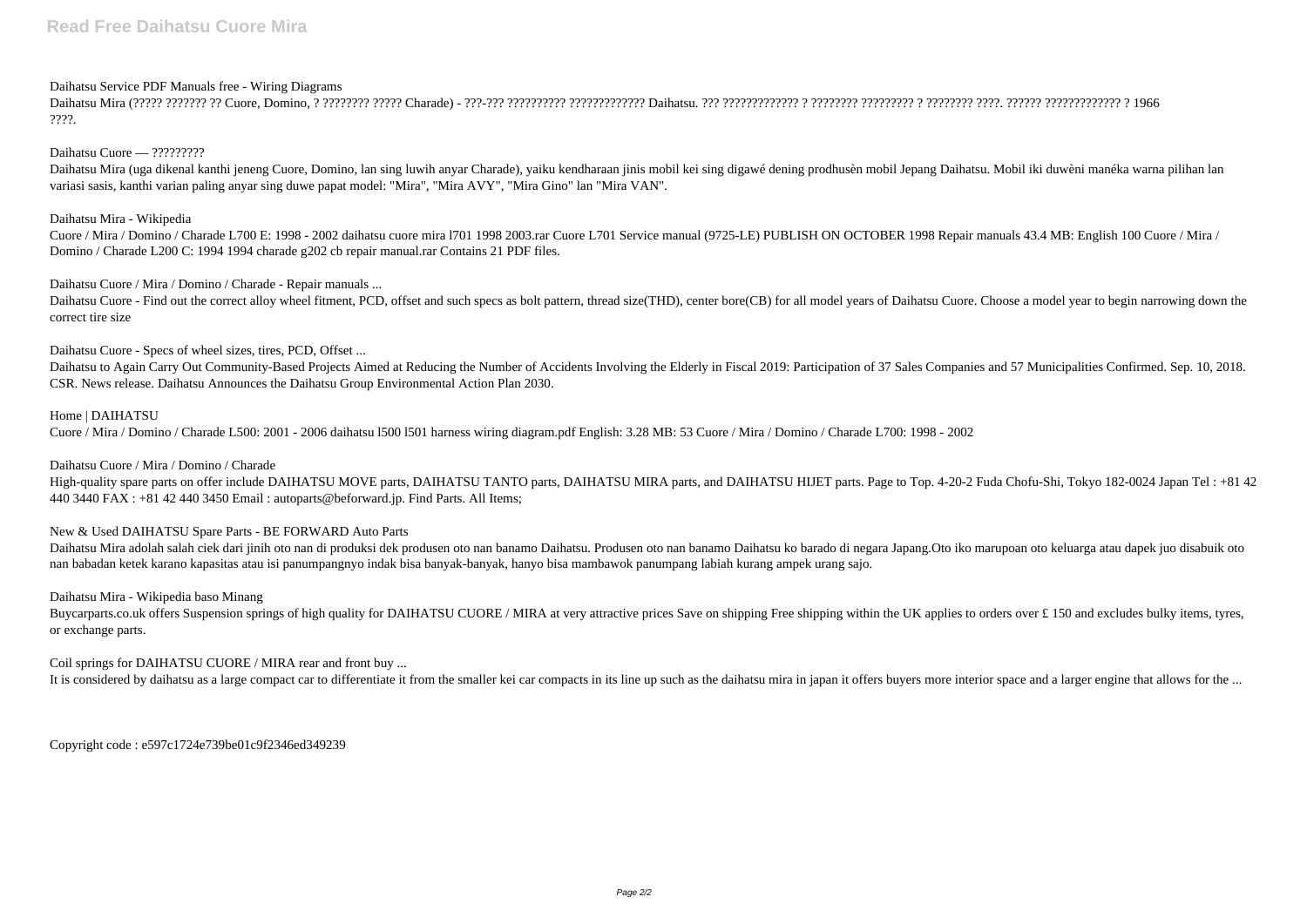Daihatsu Service PDF Manuals free - Wiring Diagrams

Daihatsu Mira (????? ??????? ?? Cuore, Domino, ? ???????? ????? Charade) - ???-??? ?????????? ????????????? Daihatsu. ??? ????????????? ? ???????? ????????? ? ???????? ????. ?????? ????????????? ? 1966 ????.

Daihatsu Cuore — ?????????

Daihatsu Mira (uga dikenal kanthi jeneng Cuore, Domino, lan sing luwih anyar Charade), yaiku kendharaan jinis mobil kei sing digawé dening prodhusèn mobil Jepang Daihatsu. Mobil iki duwèni manéka warna pilihan lan variasi sasis, kanthi varian paling anyar sing duwe papat model: "Mira", "Mira AVY", "Mira Gino" lan "Mira VAN".

Daihatsu Mira - Wikipedia

Cuore / Mira / Domino / Charade L700 E: 1998 - 2002 daihatsu cuore mira l701 1998 2003.rar Cuore L701 Service manual (9725-LE) PUBLISH ON OCTOBER 1998 Repair manuals 43.4 MB: English 100 Cuore / Mira / Domino / Charade L200 C: 1994 1994 charade g202 cb repair manual.rar Contains 21 PDF files.

Daihatsu Cuore / Mira / Domino / Charade - Repair manuals ...

Daihatsu Cuore - Find out the correct alloy wheel fitment, PCD, offset and such specs as bolt pattern, thread size(THD), center bore(CB) for all model years of Daihatsu Cuore. Choose a model year to begin narrowing down the correct tire size

Daihatsu Cuore - Specs of wheel sizes, tires, PCD, Offset ...

Daihatsu to Again Carry Out Community-Based Projects Aimed at Reducing the Number of Accidents Involving the Elderly in Fiscal 2019: Participation of 37 Sales Companies and 57 Municipalities Confirmed. Sep. 10, 2018. CSR. News release. Daihatsu Announces the Daihatsu Group Environmental Action Plan 2030.

Home | DAIHATSU

Cuore / Mira / Domino / Charade L500: 2001 - 2006 daihatsu l500 l501 harness wiring diagram.pdf English: 3.28 MB: 53 Cuore / Mira / Domino / Charade L700: 1998 - 2002

Daihatsu Cuore / Mira / Domino / Charade

High-quality spare parts on offer include DAIHATSU MOVE parts, DAIHATSU TANTO parts, DAIHATSU MIRA parts, and DAIHATSU HIJET parts. Page to Top. 4-20-2 Fuda Chofu-Shi, Tokyo 182-0024 Japan Tel : +81 42 440 3440 FAX : +81 42 440 3450 Email : autoparts@beforward.jp. Find Parts. All Items;

New & Used DAIHATSU Spare Parts - BE FORWARD Auto Parts

Daihatsu Mira adolah salah ciek dari jinih oto nan di produksi dek produsen oto nan banamo Daihatsu. Produsen oto nan banamo Daihatsu ko barado di negara Japang.Oto iko marupoan oto keluarga atau dapek juo disabuik oto nan babadan ketek karano kapasitas atau isi panumpangnyo indak bisa banyak-banyak, hanyo bisa mambawok panumpang labiah kurang ampek urang sajo.

Daihatsu Mira - Wikipedia baso Minang

Buycarparts.co.uk offers Suspension springs of high quality for DAIHATSU CUORE / MIRA at very attractive prices Save on shipping Free shipping within the UK applies to orders over £ 150 and excludes bulky items, tyres, or exchange parts.

Coil springs for DAIHATSU CUORE / MIRA rear and front buy ...

It is considered by daihatsu as a large compact car to differentiate it from the smaller kei car compacts in its line up such as the daihatsu mira in japan it offers buyers more interior space and a larger engine that allows for the ...

Copyright code : e597c1724e739be01c9f2346ed349239